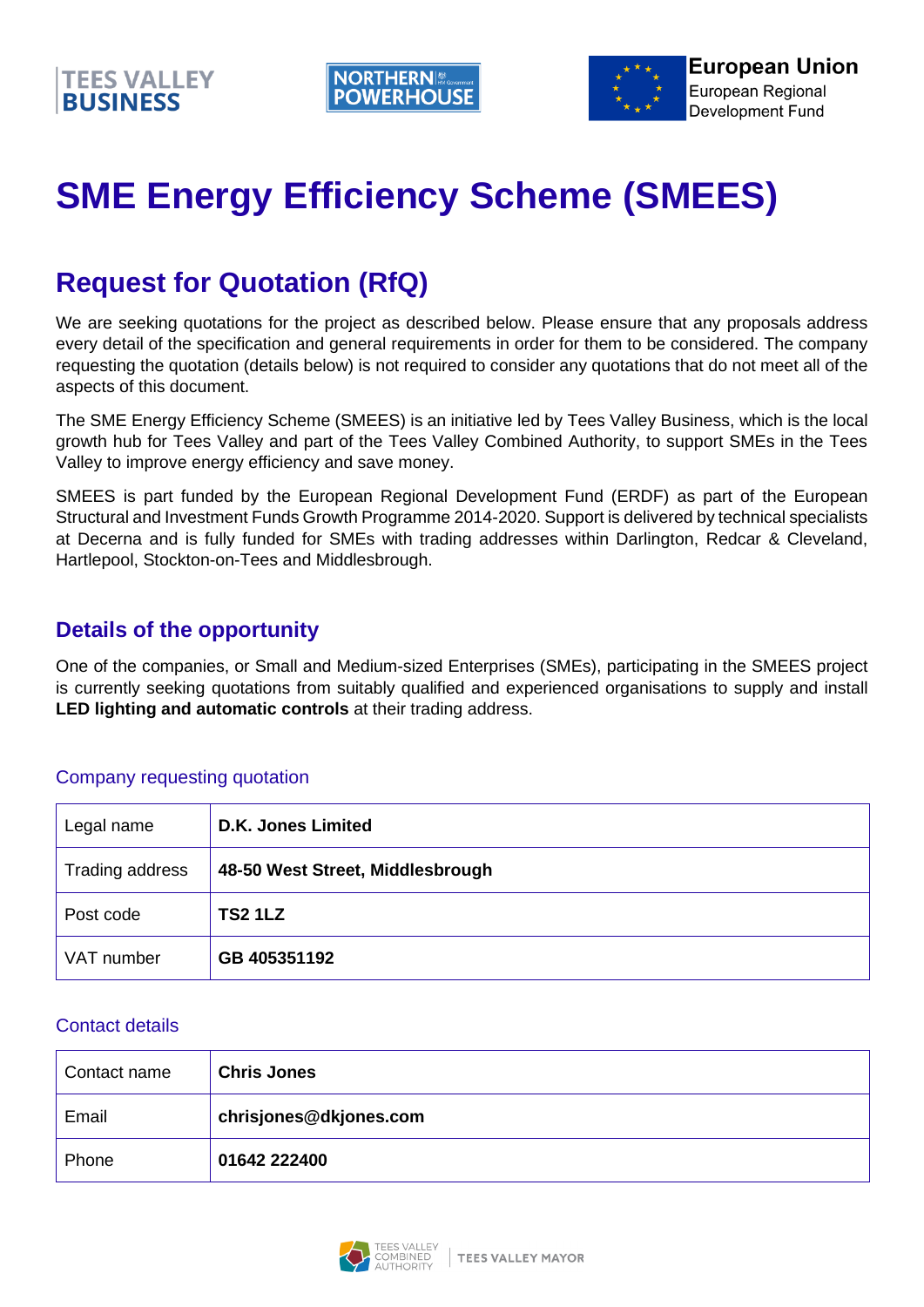# SME Energy Efficiency Scheme (SMEES)

## Request for Quotation (RfQ)

We are seeking quotations for the project as described below. Please ensure that any proposals address every detail of the specification and general requirements in order for them to be considered. The company requesting the quotation (details below) is not required to consider any quotations that do not meet all of the aspects of this document.

The SME Energy Efficiency Scheme (SMEES) is an initiative led by Tees Valley Business, which is the local growth hub for Tees Valley and part of the Tees Valley Combined Authority, to support SMEs in the Tees Valley to improve energy efficiency and save money.

SMEES is part funded by the European Regional Development Fund (ERDF) as part of the European Structural and Investment Funds Growth Programme 2014-2020. Support is delivered by technical specialists at Decerna and is fully funded for SMEs with trading addresses within Darlington, Redcar & Cleveland, Hartlepool, Stockton-on-Tees and Middlesbrough.

### Details of the opportunity

One of the companies, or Small and Medium-sized Enterprises (SMEs), participating in the SMEES project is currently seeking quotations from suitably qualified and experienced organisations to supply and install **LED lighting and automatic controls** at their trading address.

#### Company requesting quotation

| | |
|---|---|
| Legal name | **D.K. Jones Limited** |
| Trading address | **48-50 West Street, Middlesbrough** |
| Post code | **TS2 1LZ** |
| VAT number | **GB 405351192** |

#### Contact details

| | |
|---|---|
| Contact name | **Chris Jones** |
| Email | **chrisjones@dkjones.com** |
| Phone | **01642 222400** |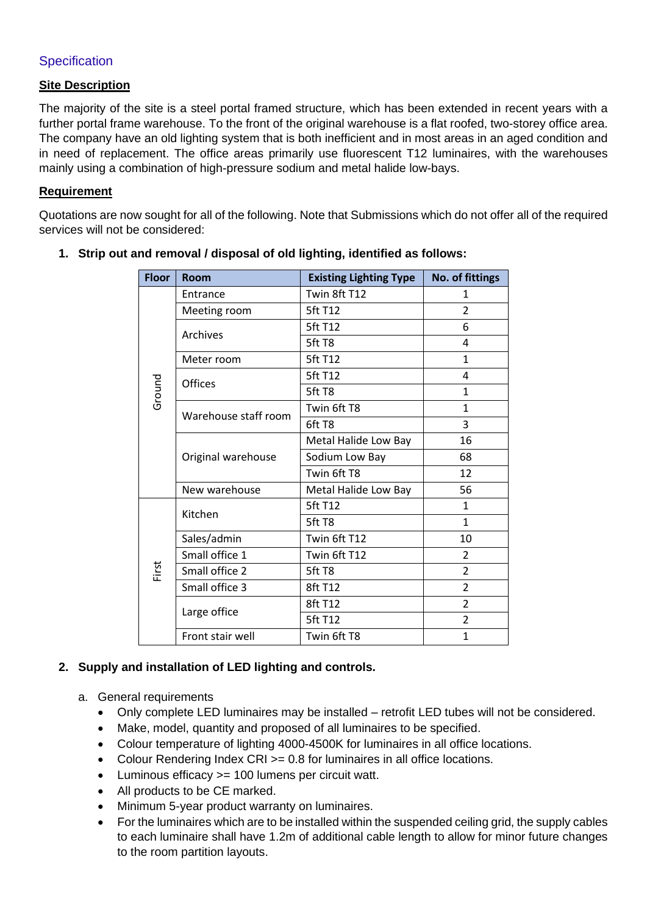## Specification

**Site Description**

The majority of the site is a steel portal framed structure, which has been extended in recent years with a further portal frame warehouse. To the front of the original warehouse is a flat roofed, two-storey office area. The company have an old lighting system that is both inefficient and in most areas in an aged condition and in need of replacement. The office areas primarily use fluorescent T12 luminaires, with the warehouses mainly using a combination of high-pressure sodium and metal halide low-bays.

**Requirement**

Quotations are now sought for all of the following. Note that Submissions which do not offer all of the required services will not be considered:

1. **Strip out and removal / disposal of old lighting, identified as follows:**

| Floor | Room | Existing Lighting Type | No. of fittings |
|---|---|---|---|
| Ground | Entrance | Twin 8ft T12 | 1 |
| | Meeting room | 5ft T12 | 2 |
| | Archives | 5ft T12 | 6 |
| | | 5ft T8 | 4 |
| | Meter room | 5ft T12 | 1 |
| | Offices | 5ft T12 | 4 |
| | | 5ft T8 | 1 |
| | Warehouse staff room | Twin 6ft T8 | 1 |
| | | 6ft T8 | 3 |
| | Original warehouse | Metal Halide Low Bay | 16 |
| | | Sodium Low Bay | 68 |
| | | Twin 6ft T8 | 12 |
| | New warehouse | Metal Halide Low Bay | 56 |
| First | Kitchen | 5ft T12 | 1 |
| | | 5ft T8 | 1 |
| | Sales/admin | Twin 6ft T12 | 10 |
| | Small office 1 | Twin 6ft T12 | 2 |
| | Small office 2 | 5ft T8 | 2 |
| | Small office 3 | 8ft T12 | 2 |
| | Large office | 8ft T12 | 2 |
| | | 5ft T12 | 2 |
| | Front stair well | Twin 6ft T8 | 1 |

2. **Supply and installation of LED lighting and controls.**

   a. General requirements
      - Only complete LED luminaires may be installed – retrofit LED tubes will not be considered.
      - Make, model, quantity and proposed of all luminaires to be specified.
      - Colour temperature of lighting 4000-4500K for luminaires in all office locations.
      - Colour Rendering Index CRI >= 0.8 for luminaires in all office locations.
      - Luminous efficacy >= 100 lumens per circuit watt.
      - All products to be CE marked.
      - Minimum 5-year product warranty on luminaires.
      - For the luminaires which are to be installed within the suspended ceiling grid, the supply cables to each luminaire shall have 1.2m of additional cable length to allow for minor future changes to the room partition layouts.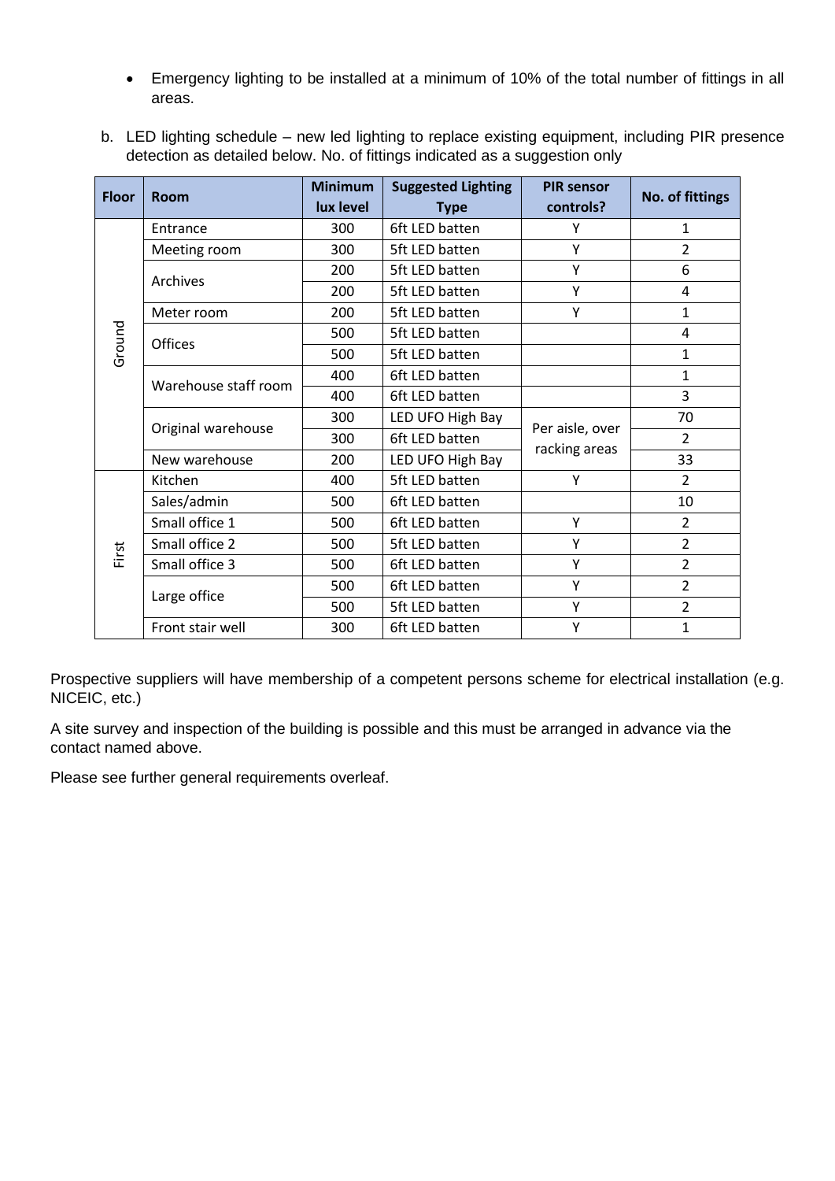- Emergency lighting to be installed at a minimum of 10% of the total number of fittings in all areas.

b. LED lighting schedule – new led lighting to replace existing equipment, including PIR presence detection as detailed below. No. of fittings indicated as a suggestion only

| Floor | Room | Minimum lux level | Suggested Lighting Type | PIR sensor controls? | No. of fittings |
|---|---|---|---|---|---|
| Ground | Entrance | 300 | 6ft LED batten | Y | 1 |
| | Meeting room | 300 | 5ft LED batten | Y | 2 |
| | Archives | 200 | 5ft LED batten | Y | 6 |
| | | 200 | 5ft LED batten | Y | 4 |
| | Meter room | 200 | 5ft LED batten | Y | 1 |
| | Offices | 500 | 5ft LED batten | | 4 |
| | | 500 | 5ft LED batten | | 1 |
| | Warehouse staff room | 400 | 6ft LED batten | | 1 |
| | | 400 | 6ft LED batten | | 3 |
| | Original warehouse | 300 | LED UFO High Bay | Per aisle, over racking areas | 70 |
| | | 300 | 6ft LED batten | | 2 |
| | New warehouse | 200 | LED UFO High Bay | | 33 |
| First | Kitchen | 400 | 5ft LED batten | Y | 2 |
| | Sales/admin | 500 | 6ft LED batten | | 10 |
| | Small office 1 | 500 | 6ft LED batten | Y | 2 |
| | Small office 2 | 500 | 5ft LED batten | Y | 2 |
| | Small office 3 | 500 | 6ft LED batten | Y | 2 |
| | Large office | 500 | 6ft LED batten | Y | 2 |
| | | 500 | 5ft LED batten | Y | 2 |
| | Front stair well | 300 | 6ft LED batten | Y | 1 |

Prospective suppliers will have membership of a competent persons scheme for electrical installation (e.g. NICEIC, etc.)

A site survey and inspection of the building is possible and this must be arranged in advance via the contact named above.

Please see further general requirements overleaf.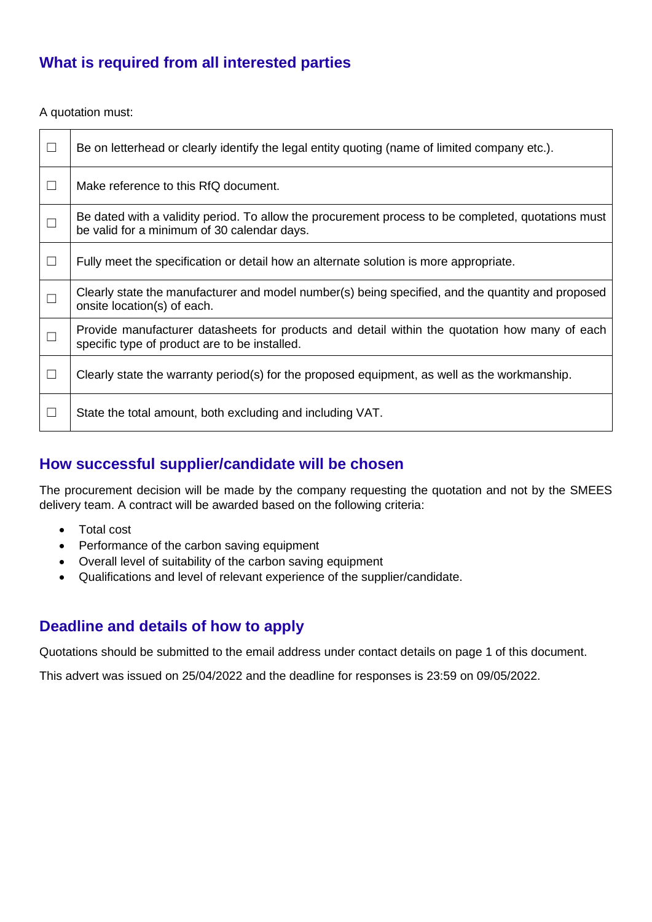## What is required from all interested parties

A quotation must:

| | |
|---|---|
| ☐ | Be on letterhead or clearly identify the legal entity quoting (name of limited company etc.). |
| ☐ | Make reference to this RfQ document. |
| ☐ | Be dated with a validity period. To allow the procurement process to be completed, quotations must be valid for a minimum of 30 calendar days. |
| ☐ | Fully meet the specification or detail how an alternate solution is more appropriate. |
| ☐ | Clearly state the manufacturer and model number(s) being specified, and the quantity and proposed onsite location(s) of each. |
| ☐ | Provide manufacturer datasheets for products and detail within the quotation how many of each specific type of product are to be installed. |
| ☐ | Clearly state the warranty period(s) for the proposed equipment, as well as the workmanship. |
| ☐ | State the total amount, both excluding and including VAT. |

## How successful supplier/candidate will be chosen

The procurement decision will be made by the company requesting the quotation and not by the SMEES delivery team. A contract will be awarded based on the following criteria:

- Total cost
- Performance of the carbon saving equipment
- Overall level of suitability of the carbon saving equipment
- Qualifications and level of relevant experience of the supplier/candidate.

## Deadline and details of how to apply

Quotations should be submitted to the email address under contact details on page 1 of this document.

This advert was issued on 25/04/2022 and the deadline for responses is 23:59 on 09/05/2022.